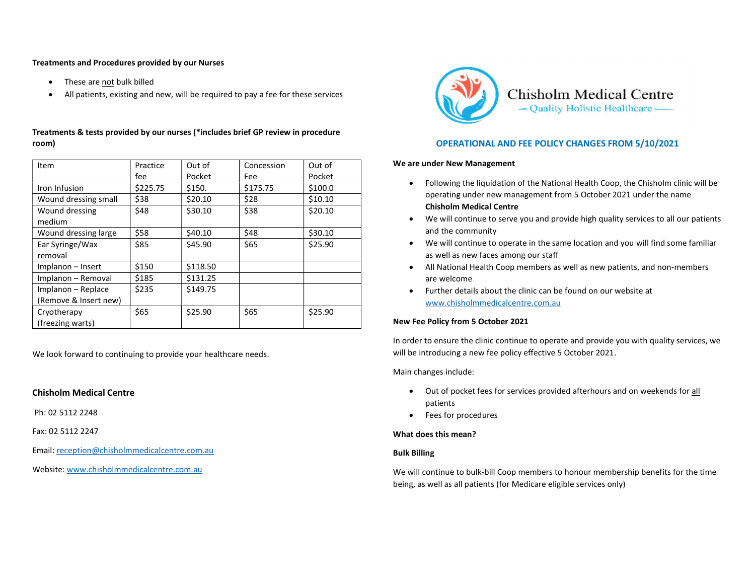**Treatments and Procedures provided by our Nurses**

- These are not bulk billed
- All patients, existing and new, will be required to pay a fee for these services

**Treatments & tests provided by our nurses (*includes brief GP review in procedure room)**

| Item | Practice fee | Out of Pocket | Concession Fee | Out of Pocket |
|---|---|---|---|---|
| Iron Infusion | $225.75 | $150. | $175.75 | $100.0 |
| Wound dressing small | $38 | $20.10 | $28 | $10.10 |
| Wound dressing medium | $48 | $30.10 | $38 | $20.10 |
| Wound dressing large | $58 | $40.10 | $48 | $30.10 |
| Ear Syringe/Wax removal | $85 | $45.90 | $65 | $25.90 |
| Implanon – Insert | $150 | $118.50 | | |
| Implanon – Removal | $185 | $131.25 | | |
| Implanon – Replace (Remove & Insert new) | $235 | $149.75 | | |
| Cryotherapy (freezing warts) | $65 | $25.90 | $65 | $25.90 |

We look forward to continuing to provide your healthcare needs.

**Chisholm Medical Centre**

Ph: 02 5112 2248

Fax: 02 5112 2247

Email: reception@chisholmmedicalcentre.com.au

Website: www.chisholmmedicalcentre.com.au

Chisholm Medical Centre

— Quality Holistic Healthcare —

## OPERATIONAL AND FEE POLICY CHANGES FROM 5/10/2021

**We are under New Management**

- Following the liquidation of the National Health Coop, the Chisholm clinic will be operating under new management from 5 October 2021 under the name **Chisholm Medical Centre**
- We will continue to serve you and provide high quality services to all our patients and the community
- We will continue to operate in the same location and you will find some familiar as well as new faces among our staff
- All National Health Coop members as well as new patients, and non-members are welcome
- Further details about the clinic can be found on our website at www.chisholmmedicalcentre.com.au

**New Fee Policy from 5 October 2021**

In order to ensure the clinic continue to operate and provide you with quality services, we will be introducing a new fee policy effective 5 October 2021.

Main changes include:

- Out of pocket fees for services provided afterhours and on weekends for all patients
- Fees for procedures

**What does this mean?**

**Bulk Billing**

We will continue to bulk-bill Coop members to honour membership benefits for the time being, as well as all patients (for Medicare eligible services only)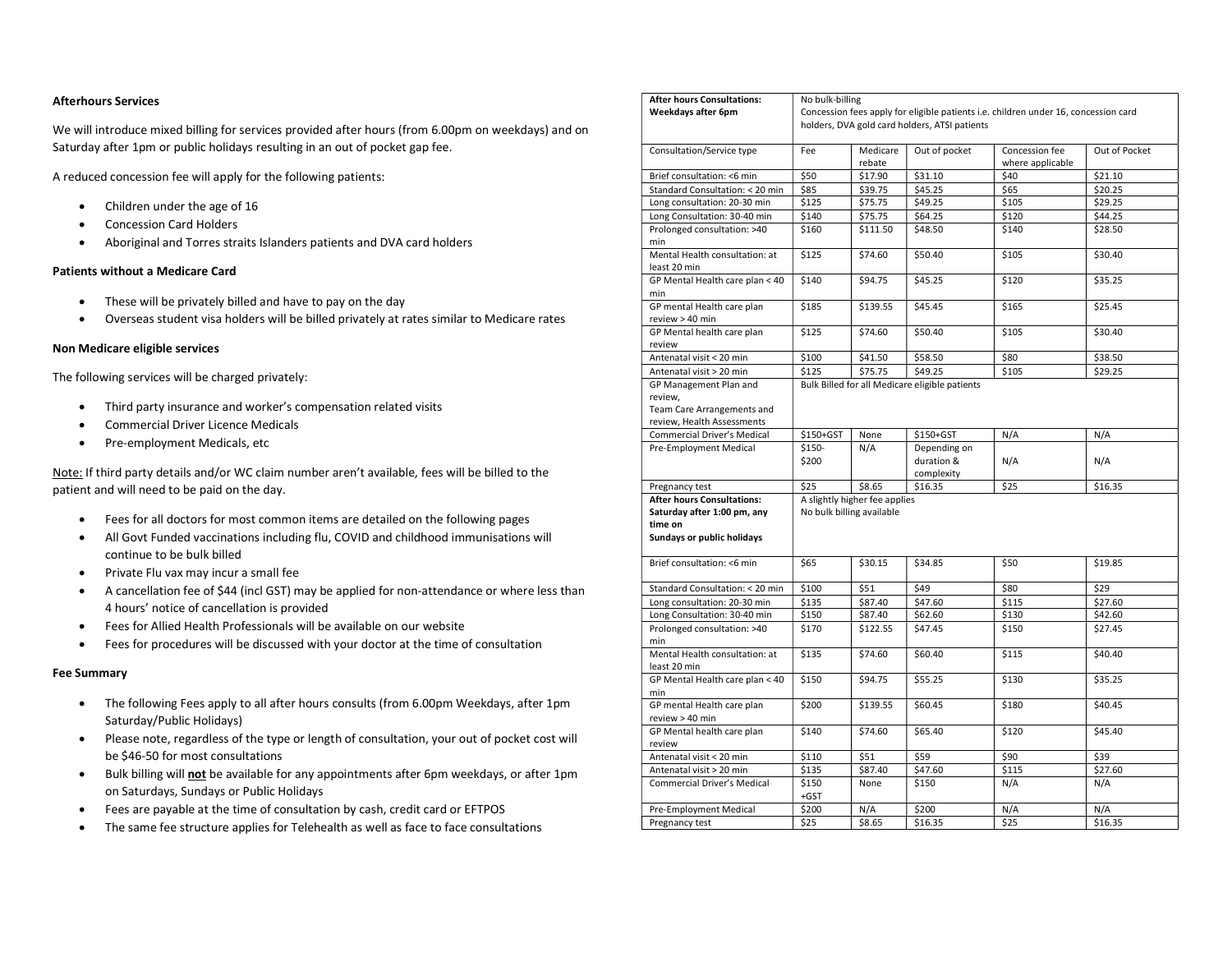**Afterhours Services**

We will introduce mixed billing for services provided after hours (from 6.00pm on weekdays) and on Saturday after 1pm or public holidays resulting in an out of pocket gap fee.

A reduced concession fee will apply for the following patients:

- Children under the age of 16
- Concession Card Holders
- Aboriginal and Torres straits Islanders patients and DVA card holders

**Patients without a Medicare Card**

- These will be privately billed and have to pay on the day
- Overseas student visa holders will be billed privately at rates similar to Medicare rates

**Non Medicare eligible services**

The following services will be charged privately:

- Third party insurance and worker's compensation related visits
- Commercial Driver Licence Medicals
- Pre-employment Medicals, etc

Note: If third party details and/or WC claim number aren't available, fees will be billed to the patient and will need to be paid on the day.

- Fees for all doctors for most common items are detailed on the following pages
- All Govt Funded vaccinations including flu, COVID and childhood immunisations will continue to be bulk billed
- Private Flu vax may incur a small fee
- A cancellation fee of $44 (incl GST) may be applied for non-attendance or where less than 4 hours' notice of cancellation is provided
- Fees for Allied Health Professionals will be available on our website
- Fees for procedures will be discussed with your doctor at the time of consultation

**Fee Summary**

- The following Fees apply to all after hours consults (from 6.00pm Weekdays, after 1pm Saturday/Public Holidays)
- Please note, regardless of the type or length of consultation, your out of pocket cost will be $46-50 for most consultations
- Bulk billing will **not** be available for any appointments after 6pm weekdays, or after 1pm on Saturdays, Sundays or Public Holidays
- Fees are payable at the time of consultation by cash, credit card or EFTPOS
- The same fee structure applies for Telehealth as well as face to face consultations

| **After hours Consultations: Weekdays after 6pm** | No bulk-billing<br>Concession fees apply for eligible patients i.e. children under 16, concession card holders, DVA gold card holders, ATSI patients | | | | |
|---|---|---|---|---|---|
| Consultation/Service type | Fee | Medicare rebate | Out of pocket | Concession fee where applicable | Out of Pocket |
| Brief consultation: <6 min | $50 | $17.90 | $31.10 | $40 | $21.10 |
| Standard Consultation: < 20 min | $85 | $39.75 | $45.25 | $65 | $20.25 |
| Long consultation: 20-30 min | $125 | $75.75 | $49.25 | $105 | $29.25 |
| Long Consultation: 30-40 min | $140 | $75.75 | $64.25 | $120 | $44.25 |
| Prolonged consultation: >40 min | $160 | $111.50 | $48.50 | $140 | $28.50 |
| Mental Health consultation: at least 20 min | $125 | $74.60 | $50.40 | $105 | $30.40 |
| GP Mental Health care plan < 40 min | $140 | $94.75 | $45.25 | $120 | $35.25 |
| GP mental Health care plan review > 40 min | $185 | $139.55 | $45.45 | $165 | $25.45 |
| GP Mental health care plan review | $125 | $74.60 | $50.40 | $105 | $30.40 |
| Antenatal visit < 20 min | $100 | $41.50 | $58.50 | $80 | $38.50 |
| Antenatal visit > 20 min | $125 | $75.75 | $49.25 | $105 | $29.25 |
| GP Management Plan and review,<br>Team Care Arrangements and review, Health Assessments | Bulk Billed for all Medicare eligible patients | | | | |
| Commercial Driver's Medical | $150+GST | None | $150+GST | N/A | N/A |
| Pre-Employment Medical | $150-$200 | N/A | Depending on duration & complexity | N/A | N/A |
| Pregnancy test | $25 | $8.65 | $16.35 | $25 | $16.35 |
| **After hours Consultations: Saturday after 1:00 pm, any time on Sundays or public holidays** | A slightly higher fee applies<br>No bulk billing available | | | | |
| Brief consultation: <6 min | $65 | $30.15 | $34.85 | $50 | $19.85 |
| Standard Consultation: < 20 min | $100 | $51 | $49 | $80 | $29 |
| Long consultation: 20-30 min | $135 | $87.40 | $47.60 | $115 | $27.60 |
| Long Consultation: 30-40 min | $150 | $87.40 | $62.60 | $130 | $42.60 |
| Prolonged consultation: >40 min | $170 | $122.55 | $47.45 | $150 | $27.45 |
| Mental Health consultation: at least 20 min | $135 | $74.60 | $60.40 | $115 | $40.40 |
| GP Mental Health care plan < 40 min | $150 | $94.75 | $55.25 | $130 | $35.25 |
| GP mental Health care plan review > 40 min | $200 | $139.55 | $60.45 | $180 | $40.45 |
| GP Mental health care plan review | $140 | $74.60 | $65.40 | $120 | $45.40 |
| Antenatal visit < 20 min | $110 | $51 | $59 | $90 | $39 |
| Antenatal visit > 20 min | $135 | $87.40 | $47.60 | $115 | $27.60 |
| Commercial Driver's Medical | $150 +GST | None | $150 | N/A | N/A |
| Pre-Employment Medical | $200 | N/A | $200 | N/A | N/A |
| Pregnancy test | $25 | $8.65 | $16.35 | $25 | $16.35 |